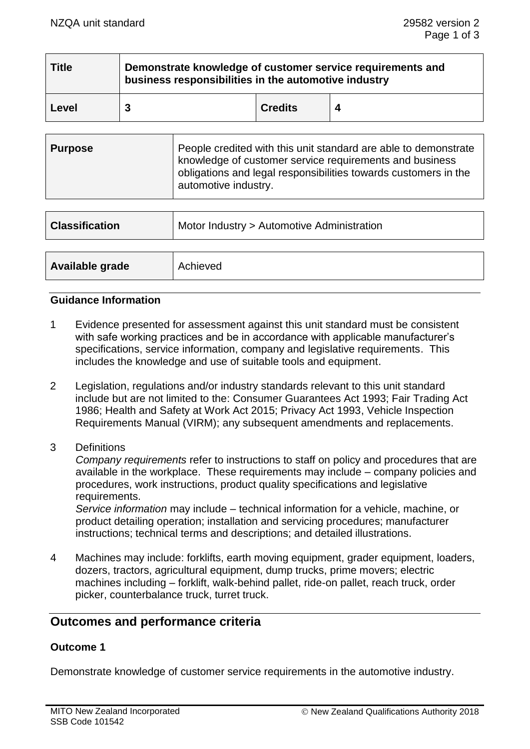| Title | Demonstrate knowledge of customer service requirements and business responsibilities in the automotive industry | | |
|---|---|---|---|
| Level | 3 | Credits | 4 |

| Purpose | People credited with this unit standard are able to demonstrate knowledge of customer service requirements and business obligations and legal responsibilities towards customers in the automotive industry. |
|---|---|

| Classification | Motor Industry > Automotive Administration |
|---|---|

| Available grade | Achieved |
|---|---|

### Guidance Information

1 Evidence presented for assessment against this unit standard must be consistent with safe working practices and be in accordance with applicable manufacturer's specifications, service information, company and legislative requirements. This includes the knowledge and use of suitable tools and equipment.

2 Legislation, regulations and/or industry standards relevant to this unit standard include but are not limited to the: Consumer Guarantees Act 1993; Fair Trading Act 1986; Health and Safety at Work Act 2015; Privacy Act 1993, Vehicle Inspection Requirements Manual (VIRM); any subsequent amendments and replacements.

3 Definitions
*Company requirements* refer to instructions to staff on policy and procedures that are available in the workplace. These requirements may include – company policies and procedures, work instructions, product quality specifications and legislative requirements.
*Service information* may include – technical information for a vehicle, machine, or product detailing operation; installation and servicing procedures; manufacturer instructions; technical terms and descriptions; and detailed illustrations.

4 Machines may include: forklifts, earth moving equipment, grader equipment, loaders, dozers, tractors, agricultural equipment, dump trucks, prime movers; electric machines including – forklift, walk-behind pallet, ride-on pallet, reach truck, order picker, counterbalance truck, turret truck.

## Outcomes and performance criteria

### Outcome 1

Demonstrate knowledge of customer service requirements in the automotive industry.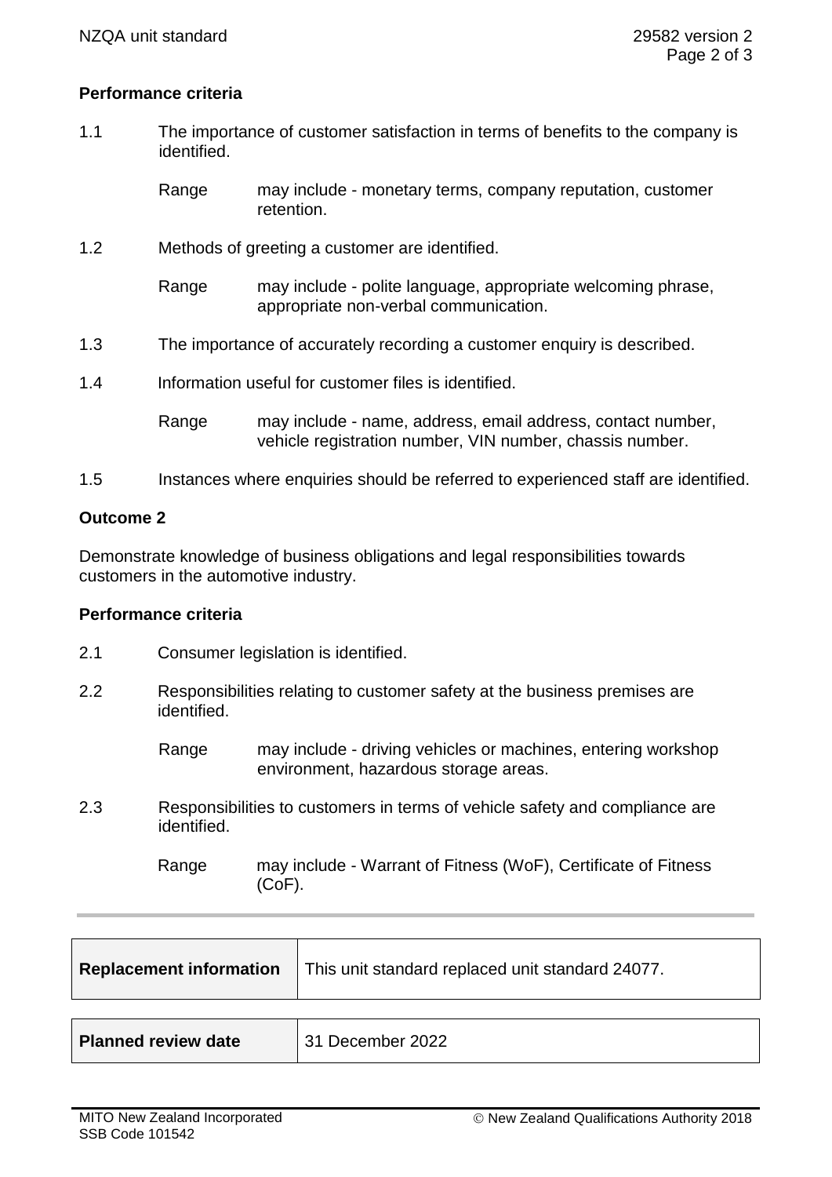**Performance criteria**

1.1 The importance of customer satisfaction in terms of benefits to the company is identified.

Range may include - monetary terms, company reputation, customer retention.

1.2 Methods of greeting a customer are identified.

Range may include - polite language, appropriate welcoming phrase, appropriate non-verbal communication.

1.3 The importance of accurately recording a customer enquiry is described.

1.4 Information useful for customer files is identified.

Range may include - name, address, email address, contact number, vehicle registration number, VIN number, chassis number.

1.5 Instances where enquiries should be referred to experienced staff are identified.

**Outcome 2**

Demonstrate knowledge of business obligations and legal responsibilities towards customers in the automotive industry.

**Performance criteria**

2.1 Consumer legislation is identified.

2.2 Responsibilities relating to customer safety at the business premises are identified.

Range may include - driving vehicles or machines, entering workshop environment, hazardous storage areas.

2.3 Responsibilities to customers in terms of vehicle safety and compliance are identified.

Range may include - Warrant of Fitness (WoF), Certificate of Fitness (CoF).

| **Replacement information** | This unit standard replaced unit standard 24077. |
|---|---|

| **Planned review date** | 31 December 2022 |
|---|---|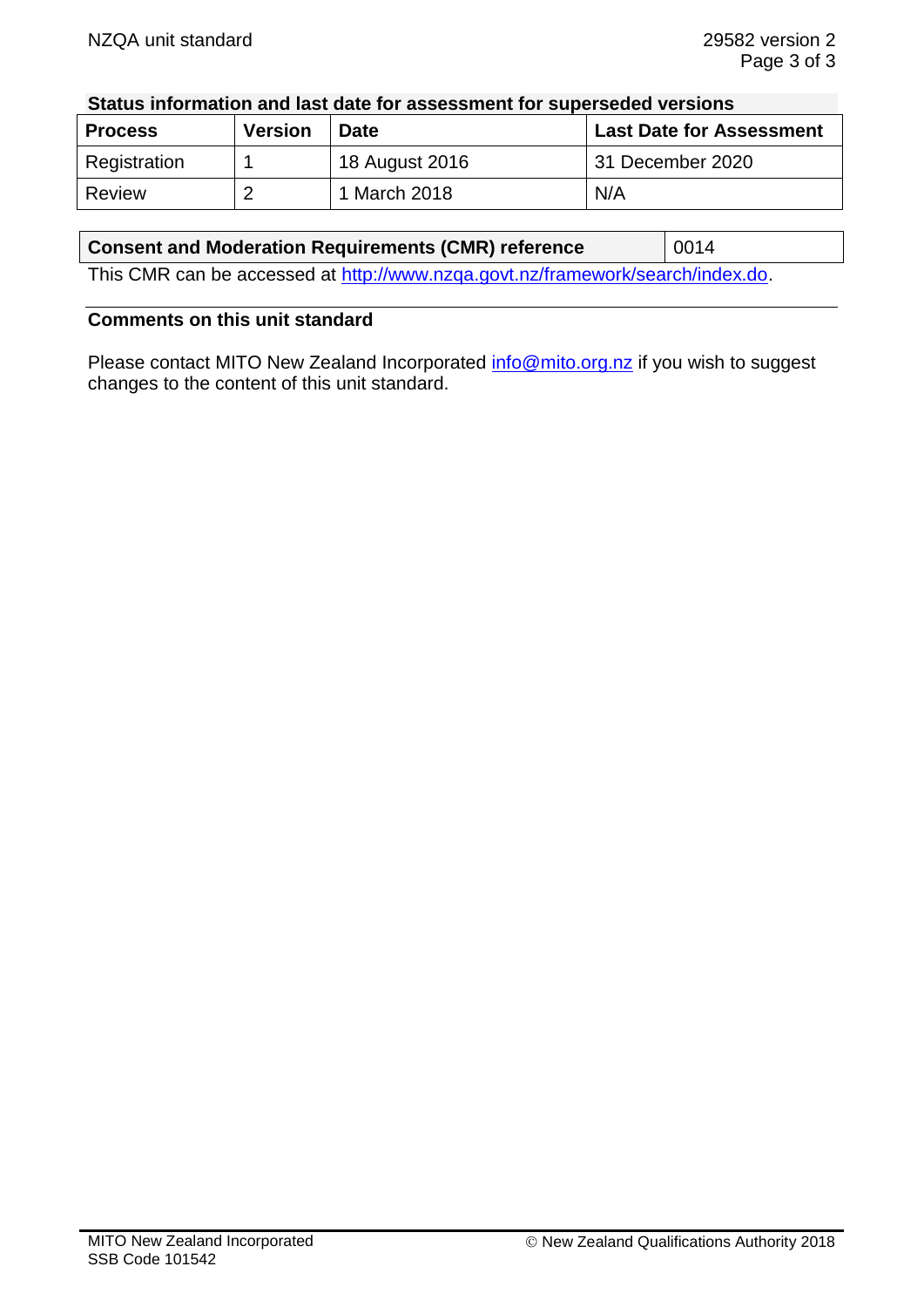**Status information and last date for assessment for superseded versions**

| Process | Version | Date | Last Date for Assessment |
|---|---|---|---|
| Registration | 1 | 18 August 2016 | 31 December 2020 |
| Review | 2 | 1 March 2018 | N/A |

| Consent and Moderation Requirements (CMR) reference | 0014 |
|---|---|

This CMR can be accessed at http://www.nzqa.govt.nz/framework/search/index.do.

**Comments on this unit standard**

Please contact MITO New Zealand Incorporated info@mito.org.nz if you wish to suggest changes to the content of this unit standard.